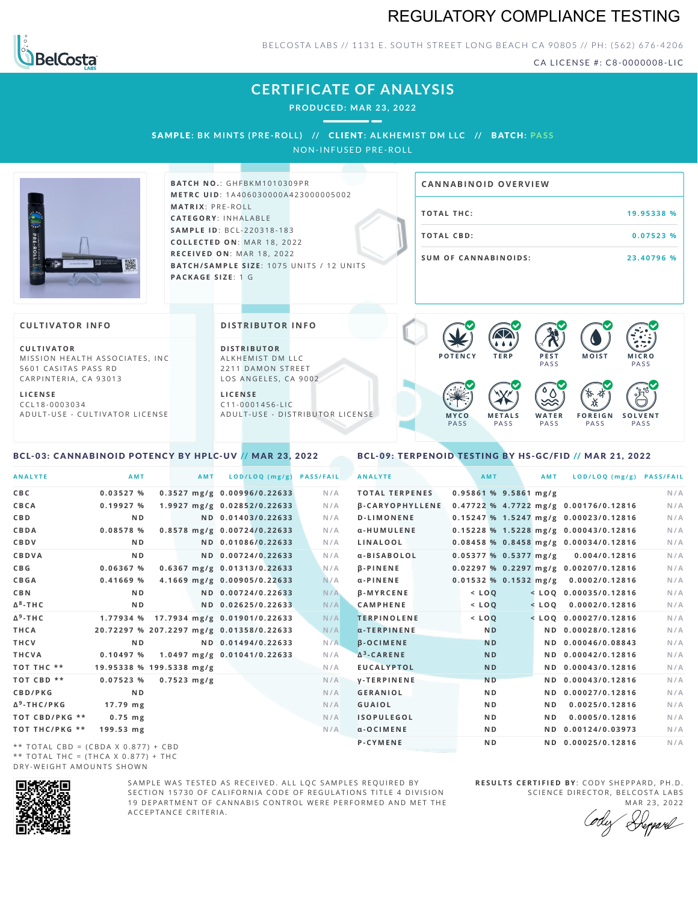# REGULATORY COMPLIANCE TESTING

BELCOSTA LABS // 1131 E. SOUTH STREET LONG BEACH CA 90805 // PH: (562) 676-4206

CA LICENSE #: C8-0000008-LIC

## CERTIFICATE OF ANALYSIS

**PRODUCED: MAR 23, 2022**

**SAMPLE: BK MINTS (PRE-ROLL) // CLIENT: ALKHEMIST DM LLC // BATCH: PASS**

NON-INFUSED PRE-ROLL

**BATCH NO.**: GHFBKM1010309PR
**METRC UID**: 1A4060300000A423000005002
**MATRIX**: PRE-ROLL
**CATEGORY**: INHALABLE
**SAMPLE ID**: BCL-220318-183
**COLLECTED ON**: MAR 18, 2022
**RECEIVED ON**: MAR 18, 2022
**BATCH/SAMPLE SIZE**: 1075 UNITS / 12 UNITS
**PACKAGE SIZE**: 1 G

### CANNABINOID OVERVIEW

| | |
|---|---|
| TOTAL THC: | 19.95338 % |
| TOTAL CBD: | 0.07523 % |
| SUM OF CANNABINOIDS: | 23.40796 % |

### CULTIVATOR INFO

**CULTIVATOR**
MISSION HEALTH ASSOCIATES, INC
5601 CASITAS PASS RD
CARPINTERIA, CA 93013

**LICENSE**
CCL18-0003034
ADULT-USE - CULTIVATOR LICENSE

### DISTRIBUTOR INFO

**DISTRIBUTOR**
ALKHEMIST DM LLC
2211 DAMON STREET
LOS ANGELES, CA 9002

**LICENSE**
C11-0001456-LIC
ADULT-USE - DISTRIBUTOR LICENSE

POTENCY | TERP | PEST PASS | MOISTURE | MICRO PASS | MYCO PASS | METALS PASS | WATER PASS | FOREIGN PASS | SOLVENT PASS

### BCL-03: CANNABINOID POTENCY BY HPLC-UV // MAR 23, 2022

| ANALYTE | AMT | AMT | LOD/LOQ (mg/g) | PASS/FAIL |
|---|---|---|---|---|
| CBC | 0.03527 % | 0.3527 mg/g | 0.00996/0.22633 | N/A |
| CBCA | 0.19927 % | 1.9927 mg/g | 0.02852/0.22633 | N/A |
| CBD | ND | ND | 0.01403/0.22633 | N/A |
| CBDA | 0.08578 % | 0.8578 mg/g | 0.00724/0.22633 | N/A |
| CBDV | ND | ND | 0.01086/0.22633 | N/A |
| CBDVA | ND | ND | 0.00724/0.22633 | N/A |
| CBG | 0.06367 % | 0.6367 mg/g | 0.01313/0.22633 | N/A |
| CBGA | 0.41669 % | 4.1669 mg/g | 0.00905/0.22633 | N/A |
| CBN | ND | ND | 0.00724/0.22633 | N/A |
| $\Delta^8$-THC | ND | ND | 0.02625/0.22633 | N/A |
| $\Delta^9$-THC | 1.77934 % | 17.7934 mg/g | 0.01901/0.22633 | N/A |
| THCA | 20.72297 % | 207.2297 mg/g | 0.01358/0.22633 | N/A |
| THCV | ND | ND | 0.01494/0.22633 | N/A |
| THCVA | 0.10497 % | 1.0497 mg/g | 0.01041/0.22633 | N/A |
| TOT THC ** | 19.95338 % | 199.5338 mg/g | | N/A |
| TOT CBD ** | 0.07523 % | 0.7523 mg/g | | N/A |
| CBD/PKG | ND | | | N/A |
| $\Delta^9$-THC/PKG | 17.79 mg | | | N/A |
| TOT CBD/PKG ** | 0.75 mg | | | N/A |
| TOT THC/PKG ** | 199.53 mg | | | N/A |

** TOTAL CBD = (CBDA X 0.877) + CBD
** TOTAL THC = (THCA X 0.877) + THC
DRY-WEIGHT AMOUNTS SHOWN

### BCL-09: TERPENOID TESTING BY HS-GC/FID // MAR 21, 2022

| ANALYTE | AMT | AMT | LOD/LOQ (mg/g) | PASS/FAIL |
|---|---|---|---|---|
| TOTAL TERPENES | 0.95861 % | 9.5861 mg/g | | N/A |
| β-CARYOPHYLLENE | 0.47722 % | 4.7722 mg/g | 0.00176/0.12816 | N/A |
| D-LIMONENE | 0.15247 % | 1.5247 mg/g | 0.00023/0.12816 | N/A |
| α-HUMULENE | 0.15228 % | 1.5228 mg/g | 0.00043/0.12816 | N/A |
| LINALOOL | 0.08458 % | 0.8458 mg/g | 0.00034/0.12816 | N/A |
| α-BISABOLOL | 0.05377 % | 0.5377 mg/g | 0.004/0.12816 | N/A |
| β-PINENE | 0.02297 % | 0.2297 mg/g | 0.00207/0.12816 | N/A |
| α-PINENE | 0.01532 % | 0.1532 mg/g | 0.0002/0.12816 | N/A |
| β-MYRCENE | < LOQ | < LOQ | 0.00035/0.12816 | N/A |
| CAMPHENE | < LOQ | < LOQ | 0.0002/0.12816 | N/A |
| TERPINOLENE | < LOQ | < LOQ | 0.00027/0.12816 | N/A |
| α-TERPINENE | ND | ND | 0.00028/0.12816 | N/A |
| β-OCIMENE | ND | ND | 0.00046/0.08843 | N/A |
| $\Delta^3$-CARENE | ND | ND | 0.00042/0.12816 | N/A |
| EUCALYPTOL | ND | ND | 0.00043/0.12816 | N/A |
| γ-TERPINENE | ND | ND | 0.00043/0.12816 | N/A |
| GERANIOL | ND | ND | 0.00027/0.12816 | N/A |
| GUAIOL | ND | ND | 0.0025/0.12816 | N/A |
| ISOPULEGOL | ND | ND | 0.0005/0.12816 | N/A |
| α-OCIMENE | ND | ND | 0.00124/0.03973 | N/A |
| P-CYMENE | ND | ND | 0.00025/0.12816 | N/A |

SAMPLE WAS TESTED AS RECEIVED. ALL LQC SAMPLES REQUIRED BY SECTION 15730 OF CALIFORNIA CODE OF REGULATIONS TITLE 4 DIVISION 19 DEPARTMENT OF CANNABIS CONTROL WERE PERFORMED AND MET THE ACCEPTANCE CRITERIA.

**RESULTS CERTIFIED BY**: CODY SHEPPARD, PH.D.
SCIENCE DIRECTOR, BELCOSTA LABS
MAR 23, 2022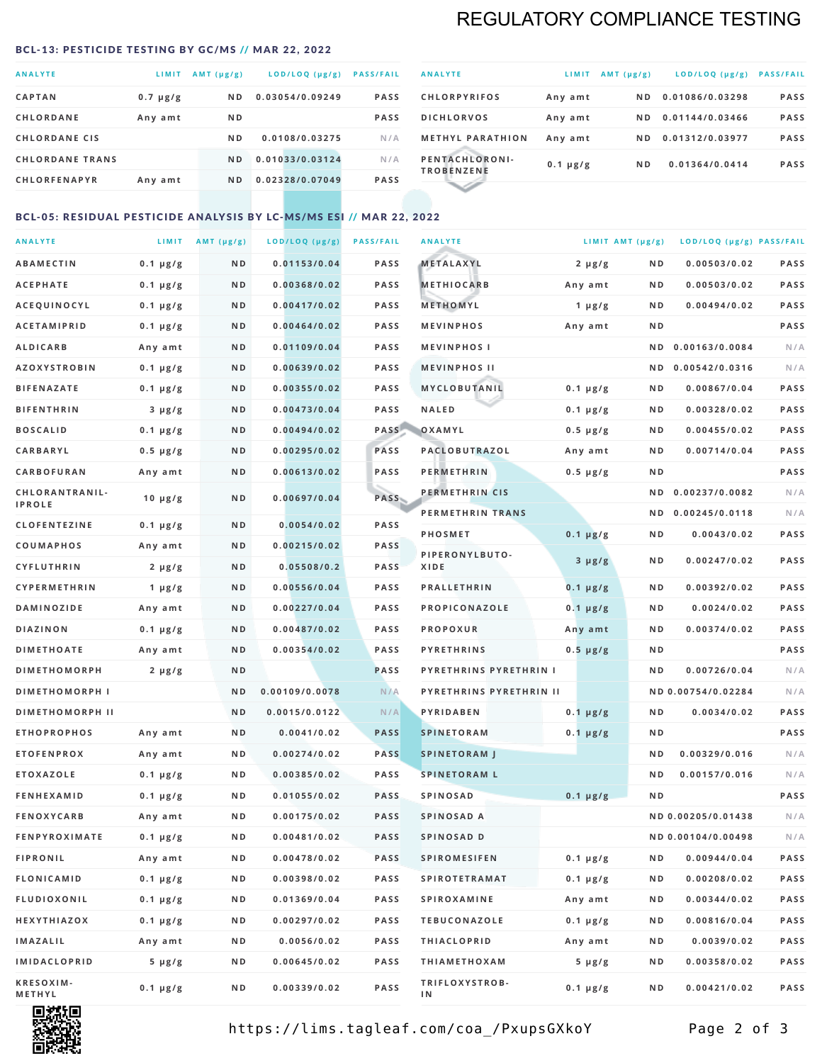# REGULATORY COMPLIANCE TESTING

### BCL-13: PESTICIDE TESTING BY GC/MS // MAR 22, 2022

| ANALYTE | LIMIT | AMT (µg/g) | LOD/LOQ (µg/g) | PASS/FAIL |
|---|---|---|---|---|
| CAPTAN | 0.7 µg/g | ND | 0.03054/0.09249 | PASS |
| CHLORDANE | Any amt | ND | | PASS |
| CHLORDANE CIS | | ND | 0.0108/0.03275 | N/A |
| CHLORDANE TRANS | | ND | 0.01033/0.03124 | N/A |
| CHLORFENAPYR | Any amt | ND | 0.02328/0.07049 | PASS |
| CHLORPYRIFOS | Any amt | ND | 0.01086/0.03298 | PASS |
| DICHLORVOS | Any amt | ND | 0.01144/0.03466 | PASS |
| METHYL PARATHION | Any amt | ND | 0.01312/0.03977 | PASS |
| PENTACHLORONITROBENZENE | 0.1 µg/g | ND | 0.01364/0.0414 | PASS |

### BCL-05: RESIDUAL PESTICIDE ANALYSIS BY LC-MS/MS ESI // MAR 22, 2022

| ANALYTE | LIMIT | AMT (µg/g) | LOD/LOQ (µg/g) | PASS/FAIL |
|---|---|---|---|---|
| ABAMECTIN | 0.1 µg/g | ND | 0.01153/0.04 | PASS |
| ACEPHATE | 0.1 µg/g | ND | 0.00368/0.02 | PASS |
| ACEQUINOCYL | 0.1 µg/g | ND | 0.00417/0.02 | PASS |
| ACETAMIPRID | 0.1 µg/g | ND | 0.00464/0.02 | PASS |
| ALDICARB | Any amt | ND | 0.01109/0.04 | PASS |
| AZOXYSTROBIN | 0.1 µg/g | ND | 0.00639/0.02 | PASS |
| BIFENAZATE | 0.1 µg/g | ND | 0.00355/0.02 | PASS |
| BIFENTHRIN | 3 µg/g | ND | 0.00473/0.04 | PASS |
| BOSCALID | 0.1 µg/g | ND | 0.00494/0.02 | PASS |
| CARBARYL | 0.5 µg/g | ND | 0.00295/0.02 | PASS |
| CARBOFURAN | Any amt | ND | 0.00613/0.02 | PASS |
| CHLORANTRANILIPROLE | 10 µg/g | ND | 0.00697/0.04 | PASS |
| CLOFENTEZINE | 0.1 µg/g | ND | 0.0054/0.02 | PASS |
| COUMAPHOS | Any amt | ND | 0.00215/0.02 | PASS |
| CYFLUTHRIN | 2 µg/g | ND | 0.05508/0.2 | PASS |
| CYPERMETHRIN | 1 µg/g | ND | 0.00556/0.04 | PASS |
| DAMINOZIDE | Any amt | ND | 0.00227/0.04 | PASS |
| DIAZINON | 0.1 µg/g | ND | 0.00487/0.02 | PASS |
| DIMETHOATE | Any amt | ND | 0.00354/0.02 | PASS |
| DIMETHOMORPH | 2 µg/g | ND | | PASS |
| DIMETHOMORPH I | | ND | 0.00109/0.0078 | N/A |
| DIMETHOMORPH II | | ND | 0.0015/0.0122 | N/A |
| ETHOPROPHOS | Any amt | ND | 0.0041/0.02 | PASS |
| ETOFENPROX | Any amt | ND | 0.00274/0.02 | PASS |
| ETOXAZOLE | 0.1 µg/g | ND | 0.00385/0.02 | PASS |
| FENHEXAMID | 0.1 µg/g | ND | 0.01055/0.02 | PASS |
| FENOXYCARB | Any amt | ND | 0.00175/0.02 | PASS |
| FENPYROXIMATE | 0.1 µg/g | ND | 0.00481/0.02 | PASS |
| FIPRONIL | Any amt | ND | 0.00478/0.02 | PASS |
| FLONICAMID | 0.1 µg/g | ND | 0.00398/0.02 | PASS |
| FLUDIOXONIL | 0.1 µg/g | ND | 0.01369/0.04 | PASS |
| HEXYTHIAZOX | 0.1 µg/g | ND | 0.00297/0.02 | PASS |
| IMAZALIL | Any amt | ND | 0.0056/0.02 | PASS |
| IMIDACLOPRID | 5 µg/g | ND | 0.00645/0.02 | PASS |
| KRESOXIM-METHYL | 0.1 µg/g | ND | 0.00339/0.02 | PASS |
| METALAXYL | 2 µg/g | ND | 0.00503/0.02 | PASS |
| METHIOCARB | Any amt | ND | 0.00503/0.02 | PASS |
| METHOMYL | 1 µg/g | ND | 0.00494/0.02 | PASS |
| MEVINPHOS | Any amt | ND | | PASS |
| MEVINPHOS I | | ND | 0.00163/0.0084 | N/A |
| MEVINPHOS II | | ND | 0.00542/0.0316 | N/A |
| MYCLOBUTANIL | 0.1 µg/g | ND | 0.00867/0.04 | PASS |
| NALED | 0.1 µg/g | ND | 0.00328/0.02 | PASS |
| OXAMYL | 0.5 µg/g | ND | 0.00455/0.02 | PASS |
| PACLOBUTRAZOL | Any amt | ND | 0.00714/0.04 | PASS |
| PERMETHRIN | 0.5 µg/g | ND | | PASS |
| PERMETHRIN CIS | | ND | 0.00237/0.0082 | N/A |
| PERMETHRIN TRANS | | ND | 0.00245/0.0118 | N/A |
| PHOSMET | 0.1 µg/g | ND | 0.0043/0.02 | PASS |
| PIPERONYLBUTOXIDE | 3 µg/g | ND | 0.00247/0.02 | PASS |
| PRALLETHRIN | 0.1 µg/g | ND | 0.00392/0.02 | PASS |
| PROPICONAZOLE | 0.1 µg/g | ND | 0.0024/0.02 | PASS |
| PROPOXUR | Any amt | ND | 0.00374/0.02 | PASS |
| PYRETHRINS | 0.5 µg/g | ND | | PASS |
| PYRETHRINS PYRETHRIN I | | ND | 0.00726/0.04 | N/A |
| PYRETHRINS PYRETHRIN II | | ND | 0.00754/0.02284 | N/A |
| PYRIDABEN | 0.1 µg/g | ND | 0.0034/0.02 | PASS |
| SPINETORAM | 0.1 µg/g | ND | | PASS |
| SPINETORAM J | | ND | 0.00329/0.016 | N/A |
| SPINETORAM L | | ND | 0.00157/0.016 | N/A |
| SPINOSAD | 0.1 µg/g | ND | | PASS |
| SPINOSAD A | | ND | 0.00205/0.01438 | N/A |
| SPINOSAD D | | ND | 0.00104/0.00498 | N/A |
| SPIROMESIFEN | 0.1 µg/g | ND | 0.00944/0.04 | PASS |
| SPIROTETRAMAT | 0.1 µg/g | ND | 0.00208/0.02 | PASS |
| SPIROXAMINE | Any amt | ND | 0.00344/0.02 | PASS |
| TEBUCONAZOLE | 0.1 µg/g | ND | 0.00816/0.04 | PASS |
| THIACLOPRID | Any amt | ND | 0.0039/0.02 | PASS |
| THIAMETHOXAM | 5 µg/g | ND | 0.00358/0.02 | PASS |
| TRIFLOXYSTROBIN | 0.1 µg/g | ND | 0.00421/0.02 | PASS |

https://lims.tagleaf.com/coa_/PxupsGXkoY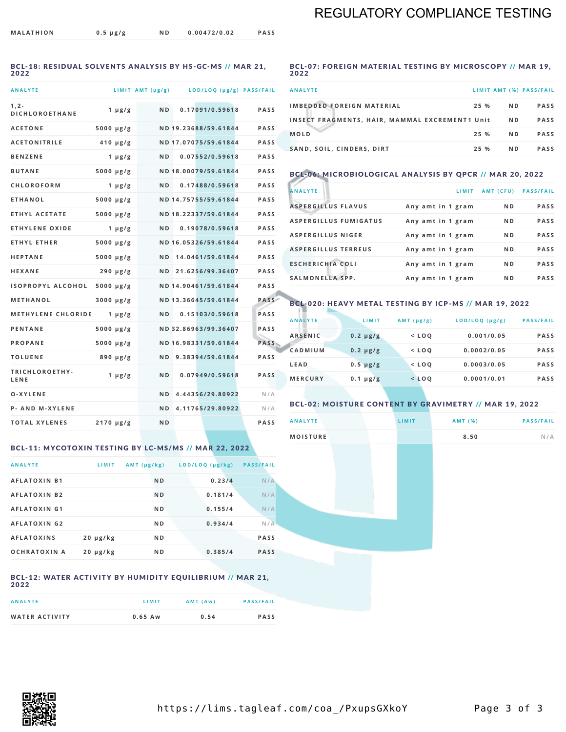# REGULATORY COMPLIANCE TESTING

| | | | | |
|---|---|---|---|---|
| MALATHION | 0.5 µg/g | ND | 0.00472/0.02 | PASS |

## BCL-18: RESIDUAL SOLVENTS ANALYSIS BY HS-GC-MS // MAR 21, 2022

| ANALYTE | LIMIT | AMT (µg/g) | LOD/LOQ (µg/g) | PASS/FAIL |
|---|---|---|---|---|
| 1,2-DICHLOROETHANE | 1 µg/g | ND | 0.17091/0.59618 | PASS |
| ACETONE | 5000 µg/g | ND | 19.23688/59.61844 | PASS |
| ACETONITRILE | 410 µg/g | ND | 17.07075/59.61844 | PASS |
| BENZENE | 1 µg/g | ND | 0.07552/0.59618 | PASS |
| BUTANE | 5000 µg/g | ND | 18.00079/59.61844 | PASS |
| CHLOROFORM | 1 µg/g | ND | 0.17488/0.59618 | PASS |
| ETHANOL | 5000 µg/g | ND | 14.75755/59.61844 | PASS |
| ETHYL ACETATE | 5000 µg/g | ND | 18.22337/59.61844 | PASS |
| ETHYLENE OXIDE | 1 µg/g | ND | 0.19078/0.59618 | PASS |
| ETHYL ETHER | 5000 µg/g | ND | 16.05326/59.61844 | PASS |
| HEPTANE | 5000 µg/g | ND | 14.0461/59.61844 | PASS |
| HEXANE | 290 µg/g | ND | 21.6256/99.36407 | PASS |
| ISOPROPYL ALCOHOL | 5000 µg/g | ND | 14.90461/59.61844 | PASS |
| METHANOL | 3000 µg/g | ND | 13.36645/59.61844 | PASS |
| METHYLENE CHLORIDE | 1 µg/g | ND | 0.15103/0.59618 | PASS |
| PENTANE | 5000 µg/g | ND | 32.86963/99.36407 | PASS |
| PROPANE | 5000 µg/g | ND | 16.98331/59.61844 | PASS |
| TOLUENE | 890 µg/g | ND | 9.38394/59.61844 | PASS |
| TRICHLOROETHYLENE | 1 µg/g | ND | 0.07949/0.59618 | PASS |
| O-XYLENE | | ND | 4.44356/29.80922 | N/A |
| P- AND M-XYLENE | | ND | 4.11765/29.80922 | N/A |
| TOTAL XYLENES | 2170 µg/g | ND | | PASS |

## BCL-11: MYCOTOXIN TESTING BY LC-MS/MS // MAR 22, 2022

| ANALYTE | LIMIT | AMT (µg/kg) | LOD/LOQ (µg/kg) | PASS/FAIL |
|---|---|---|---|---|
| AFLATOXIN B1 | | ND | 0.23/4 | N/A |
| AFLATOXIN B2 | | ND | 0.181/4 | N/A |
| AFLATOXIN G1 | | ND | 0.155/4 | N/A |
| AFLATOXIN G2 | | ND | 0.934/4 | N/A |
| AFLATOXINS | 20 µg/kg | ND | | PASS |
| OCHRATOXIN A | 20 µg/kg | ND | 0.385/4 | PASS |

## BCL-12: WATER ACTIVITY BY HUMIDITY EQUILIBRIUM // MAR 21, 2022

| ANALYTE | LIMIT | AMT (Aw) | PASS/FAIL |
|---|---|---|---|
| WATER ACTIVITY | 0.65 Aw | 0.54 | PASS |

## BCL-07: FOREIGN MATERIAL TESTING BY MICROSCOPY // MAR 19, 2022

| ANALYTE | LIMIT | AMT (%) | PASS/FAIL |
|---|---|---|---|
| IMBEDDED FOREIGN MATERIAL | 25 % | ND | PASS |
| INSECT FRAGMENTS, HAIR, MAMMAL EXCREMENT | 1 Unit | ND | PASS |
| MOLD | 25 % | ND | PASS |
| SAND, SOIL, CINDERS, DIRT | 25 % | ND | PASS |

## BCL-06: MICROBIOLOGICAL ANALYSIS BY QPCR // MAR 20, 2022

| ANALYTE | LIMIT | AMT (CFU) | PASS/FAIL |
|---|---|---|---|
| ASPERGILLUS FLAVUS | Any amt in 1 gram | ND | PASS |
| ASPERGILLUS FUMIGATUS | Any amt in 1 gram | ND | PASS |
| ASPERGILLUS NIGER | Any amt in 1 gram | ND | PASS |
| ASPERGILLUS TERREUS | Any amt in 1 gram | ND | PASS |
| ESCHERICHIA COLI | Any amt in 1 gram | ND | PASS |
| SALMONELLA SPP. | Any amt in 1 gram | ND | PASS |

## BCL-020: HEAVY METAL TESTING BY ICP-MS // MAR 19, 2022

| ANALYTE | LIMIT | AMT (µg/g) | LOD/LOQ (µg/g) | PASS/FAIL |
|---|---|---|---|---|
| ARSENIC | 0.2 µg/g | < LOQ | 0.001/0.05 | PASS |
| CADMIUM | 0.2 µg/g | < LOQ | 0.0002/0.05 | PASS |
| LEAD | 0.5 µg/g | < LOQ | 0.0003/0.05 | PASS |
| MERCURY | 0.1 µg/g | < LOQ | 0.0001/0.01 | PASS |

## BCL-02: MOISTURE CONTENT BY GRAVIMETRY // MAR 19, 2022

| ANALYTE | LIMIT | AMT (%) | PASS/FAIL |
|---|---|---|---|
| MOISTURE | | 8.50 | N/A |

https://lims.tagleaf.com/coa_/PxupsGXkoY